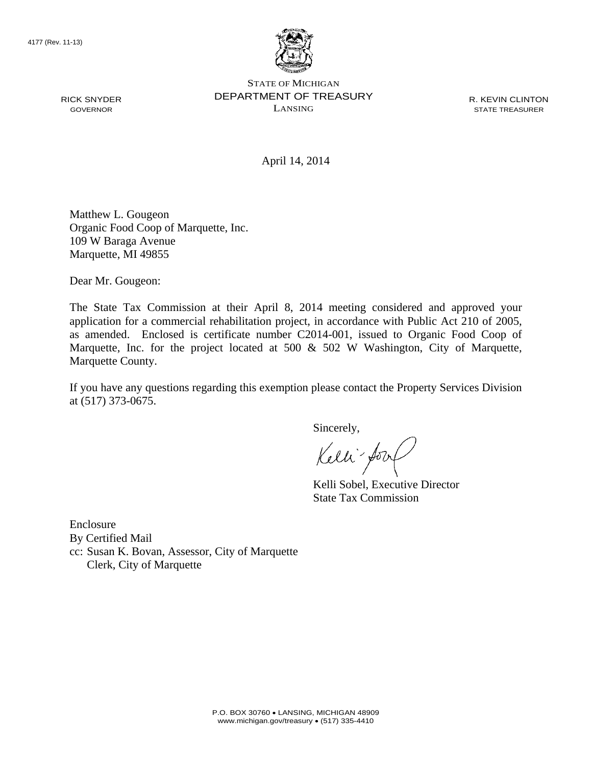4177 (Rev. 11-13)

RICK SNYDER
GOVERNOR

STATE OF MICHIGAN
DEPARTMENT OF TREASURY
LANSING

R. KEVIN CLINTON
STATE TREASURER

April 14, 2014

Matthew L. Gougeon
Organic Food Coop of Marquette, Inc.
109 W Baraga Avenue
Marquette, MI 49855

Dear Mr. Gougeon:

The State Tax Commission at their April 8, 2014 meeting considered and approved your application for a commercial rehabilitation project, in accordance with Public Act 210 of 2005, as amended. Enclosed is certificate number C2014-001, issued to Organic Food Coop of Marquette, Inc. for the project located at 500 & 502 W Washington, City of Marquette, Marquette County.

If you have any questions regarding this exemption please contact the Property Services Division at (517) 373-0675.

Sincerely,

Kelli Sobel, Executive Director
State Tax Commission

Enclosure
By Certified Mail
cc: Susan K. Bovan, Assessor, City of Marquette
Clerk, City of Marquette

P.O. BOX 30760 • LANSING, MICHIGAN 48909
www.michigan.gov/treasury • (517) 335-4410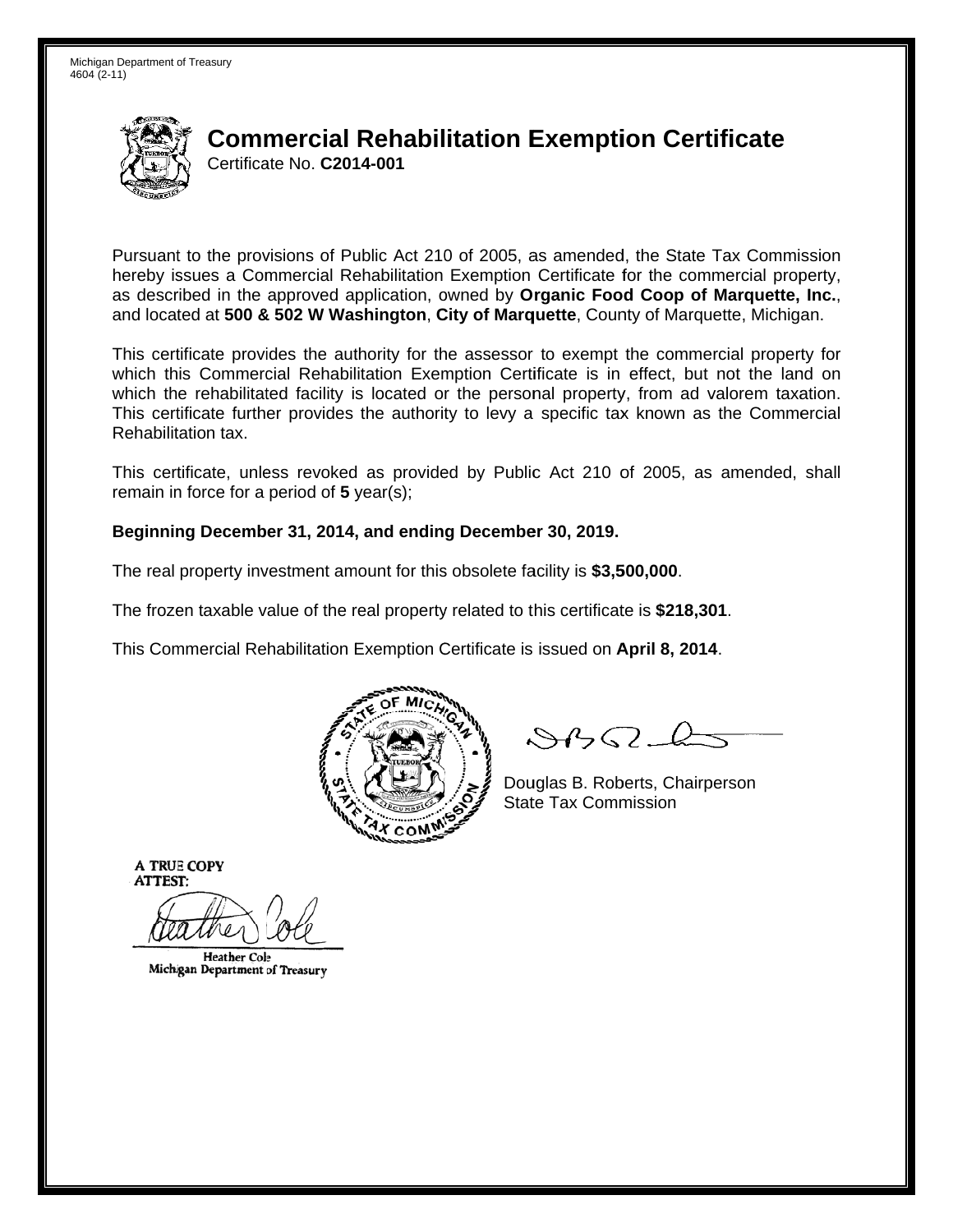Michigan Department of Treasury
4604 (2-11)

# Commercial Rehabilitation Exemption Certificate

Certificate No. **C2014-001**

Pursuant to the provisions of Public Act 210 of 2005, as amended, the State Tax Commission hereby issues a Commercial Rehabilitation Exemption Certificate for the commercial property, as described in the approved application, owned by **Organic Food Coop of Marquette, Inc.**, and located at **500 & 502 W Washington**, **City of Marquette**, County of Marquette, Michigan.

This certificate provides the authority for the assessor to exempt the commercial property for which this Commercial Rehabilitation Exemption Certificate is in effect, but not the land on which the rehabilitated facility is located or the personal property, from ad valorem taxation. This certificate further provides the authority to levy a specific tax known as the Commercial Rehabilitation tax.

This certificate, unless revoked as provided by Public Act 210 of 2005, as amended, shall remain in force for a period of **5** year(s);

**Beginning December 31, 2014, and ending December 30, 2019.**

The real property investment amount for this obsolete facility is **$3,500,000**.

The frozen taxable value of the real property related to this certificate is **$218,301**.

This Commercial Rehabilitation Exemption Certificate is issued on **April 8, 2014**.

Douglas B. Roberts, Chairperson
State Tax Commission

A TRUE COPY
ATTEST:

Heather Cole
Michigan Department of Treasury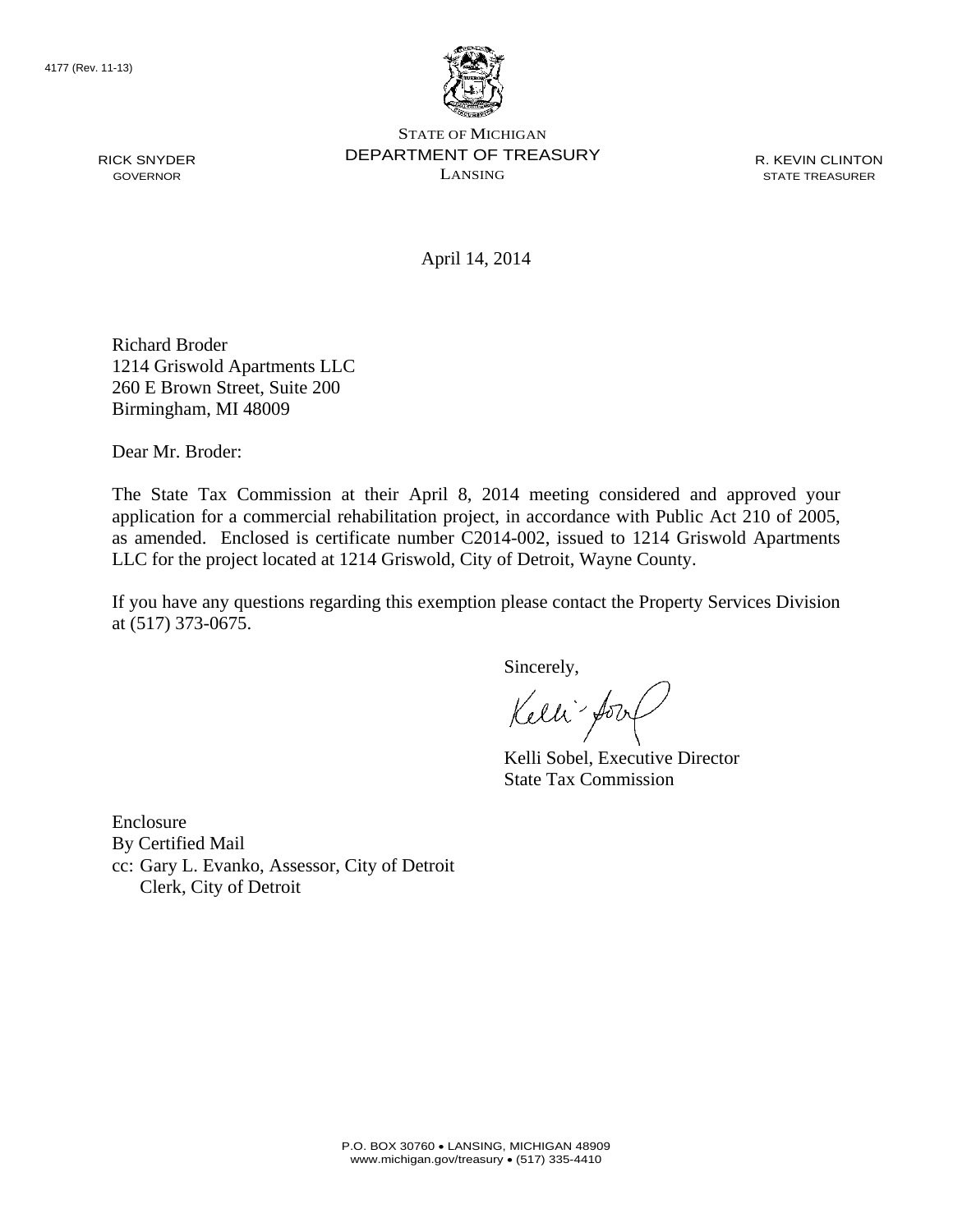4177 (Rev. 11-13)

STATE OF MICHIGAN
DEPARTMENT OF TREASURY
LANSING

RICK SNYDER
GOVERNOR

R. KEVIN CLINTON
STATE TREASURER

April 14, 2014

Richard Broder
1214 Griswold Apartments LLC
260 E Brown Street, Suite 200
Birmingham, MI 48009

Dear Mr. Broder:

The State Tax Commission at their April 8, 2014 meeting considered and approved your application for a commercial rehabilitation project, in accordance with Public Act 210 of 2005, as amended. Enclosed is certificate number C2014-002, issued to 1214 Griswold Apartments LLC for the project located at 1214 Griswold, City of Detroit, Wayne County.

If you have any questions regarding this exemption please contact the Property Services Division at (517) 373-0675.

Sincerely,

Kelli Sobel, Executive Director
State Tax Commission

Enclosure
By Certified Mail
cc: Gary L. Evanko, Assessor, City of Detroit
    Clerk, City of Detroit

P.O. BOX 30760 • LANSING, MICHIGAN 48909
www.michigan.gov/treasury • (517) 335-4410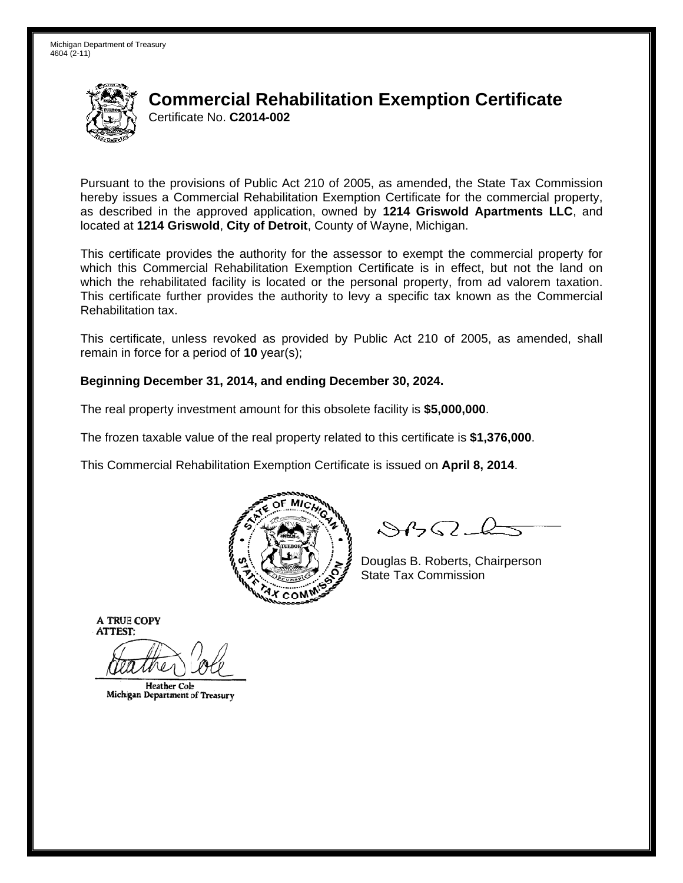Michigan Department of Treasury
4604 (2-11)

# Commercial Rehabilitation Exemption Certificate

Certificate No. **C2014-002**

Pursuant to the provisions of Public Act 210 of 2005, as amended, the State Tax Commission hereby issues a Commercial Rehabilitation Exemption Certificate for the commercial property, as described in the approved application, owned by **1214 Griswold Apartments LLC**, and located at **1214 Griswold**, **City of Detroit**, County of Wayne, Michigan.

This certificate provides the authority for the assessor to exempt the commercial property for which this Commercial Rehabilitation Exemption Certificate is in effect, but not the land on which the rehabilitated facility is located or the personal property, from ad valorem taxation. This certificate further provides the authority to levy a specific tax known as the Commercial Rehabilitation tax.

This certificate, unless revoked as provided by Public Act 210 of 2005, as amended, shall remain in force for a period of **10** year(s);

**Beginning December 31, 2014, and ending December 30, 2024.**

The real property investment amount for this obsolete facility is **$5,000,000**.

The frozen taxable value of the real property related to this certificate is **$1,376,000**.

This Commercial Rehabilitation Exemption Certificate is issued on **April 8, 2014**.

Douglas B. Roberts, Chairperson
State Tax Commission

A TRUE COPY
ATTEST:

Heather Cole
Michigan Department of Treasury